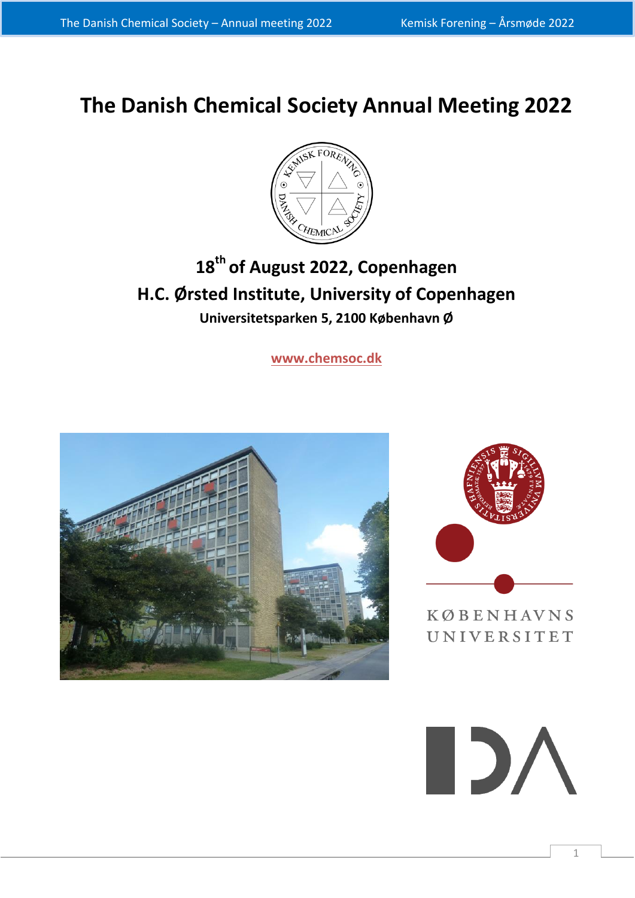# The Danish Chemical Society Annual Meeting 2022

**18th of August 2022, Copenhagen**

**H.C. Ørsted Institute, University of Copenhagen**

**Universitetsparken 5, 2100 København Ø**

[www.chemsoc.dk](http://www.chemsoc.dk)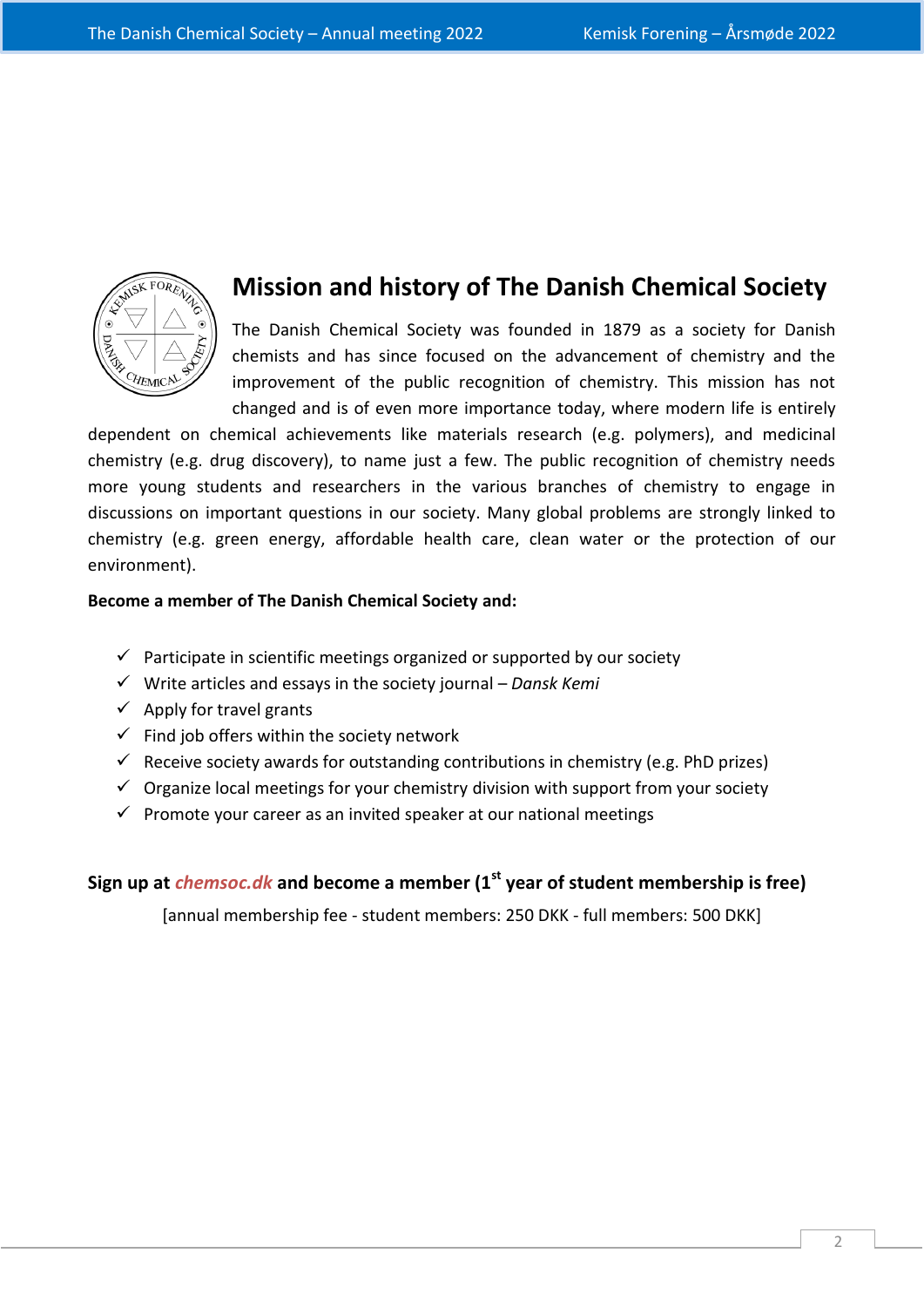# Mission and history of The Danish Chemical Society

The Danish Chemical Society was founded in 1879 as a society for Danish chemists and has since focused on the advancement of chemistry and the improvement of the public recognition of chemistry. This mission has not changed and is of even more importance today, where modern life is entirely dependent on chemical achievements like materials research (e.g. polymers), and medicinal chemistry (e.g. drug discovery), to name just a few. The public recognition of chemistry needs more young students and researchers in the various branches of chemistry to engage in discussions on important questions in our society. Many global problems are strongly linked to chemistry (e.g. green energy, affordable health care, clean water or the protection of our environment).

**Become a member of The Danish Chemical Society and:**

- ✓ Participate in scientific meetings organized or supported by our society
- ✓ Write articles and essays in the society journal – *Dansk Kemi*
- ✓ Apply for travel grants
- ✓ Find job offers within the society network
- ✓ Receive society awards for outstanding contributions in chemistry (e.g. PhD prizes)
- ✓ Organize local meetings for your chemistry division with support from your society
- ✓ Promote your career as an invited speaker at our national meetings

**Sign up at *chemsoc.dk* and become a member (1st year of student membership is free)**

[annual membership fee - student members: 250 DKK - full members: 500 DKK]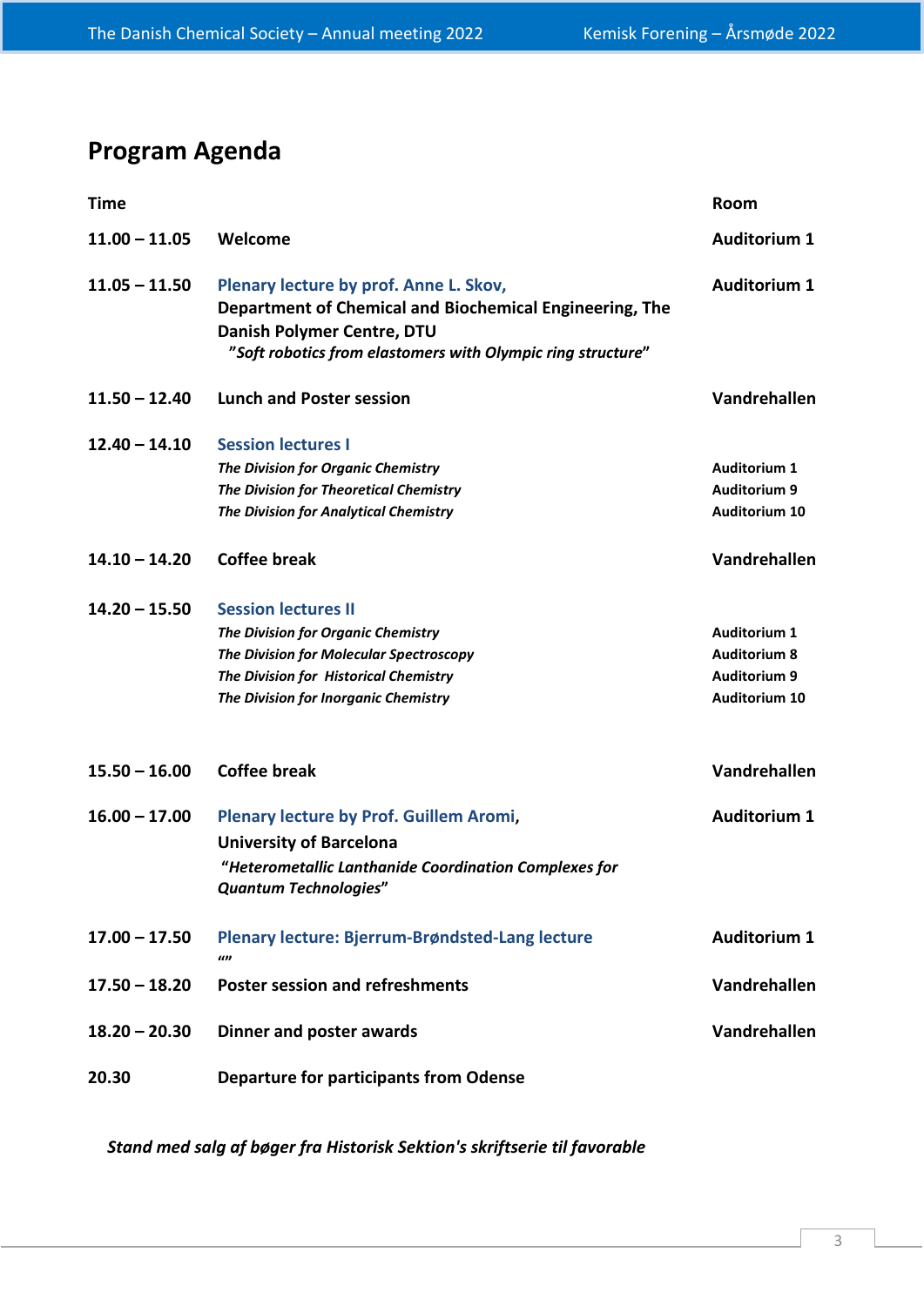# Program Agenda

| Time | | Room |
|---|---|---|
| **11.00 – 11.05** | **Welcome** | **Auditorium 1** |
| **11.05 – 11.50** | **Plenary lecture by prof. Anne L. Skov,** **Department of Chemical and Biochemical Engineering, The Danish Polymer Centre, DTU** *"Soft robotics from elastomers with Olympic ring structure"* | **Auditorium 1** |
| **11.50 – 12.40** | **Lunch and Poster session** | **Vandrehallen** |
| **12.40 – 14.10** | **Session lectures I** | |
| | ***The Division for Organic Chemistry*** | **Auditorium 1** |
| | ***The Division for Theoretical Chemistry*** | **Auditorium 9** |
| | ***The Division for Analytical Chemistry*** | **Auditorium 10** |
| **14.10 – 14.20** | **Coffee break** | **Vandrehallen** |
| **14.20 – 15.50** | **Session lectures II** | |
| | ***The Division for Organic Chemistry*** | **Auditorium 1** |
| | ***The Division for Molecular Spectroscopy*** | **Auditorium 8** |
| | ***The Division for Historical Chemistry*** | **Auditorium 9** |
| | ***The Division for Inorganic Chemistry*** | **Auditorium 10** |
| **15.50 – 16.00** | **Coffee break** | **Vandrehallen** |
| **16.00 – 17.00** | **Plenary lecture by Prof. Guillem Aromi,** **University of Barcelona** *"Heterometallic Lanthanide Coordination Complexes for Quantum Technologies"* | **Auditorium 1** |
| **17.00 – 17.50** | **Plenary lecture: Bjerrum-Brøndsted-Lang lecture** "" | **Auditorium 1** |
| **17.50 – 18.20** | **Poster session and refreshments** | **Vandrehallen** |
| **18.20 – 20.30** | **Dinner and poster awards** | **Vandrehallen** |
| **20.30** | **Departure for participants from Odense** | |

***Stand med salg af bøger fra Historisk Sektion's skriftserie til favorable***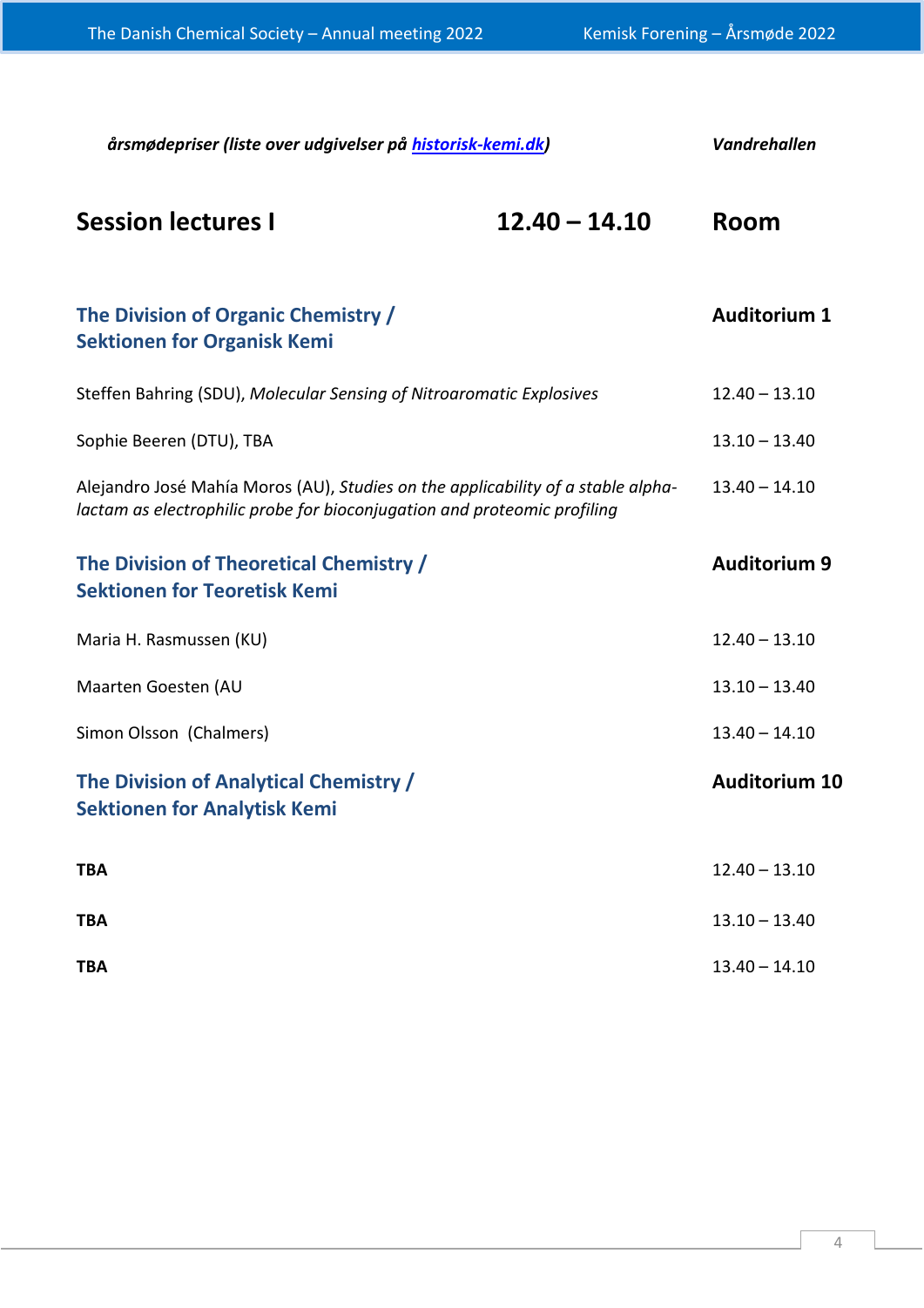*årsmødepriser (liste over udgivelser på [historisk-kemi.dk](historisk-kemi.dk))* *Vandrehallen*

## Session lectures I — 12.40 – 14.10 — Room

### The Division of Organic Chemistry / Sektionen for Organisk Kemi — **Auditorium 1**

| | |
|---|---|
| Steffen Bahring (SDU), *Molecular Sensing of Nitroaromatic Explosives* | 12.40 – 13.10 |
| Sophie Beeren (DTU), TBA | 13.10 – 13.40 |
| Alejandro José Mahía Moros (AU), *Studies on the applicability of a stable alpha-lactam as electrophilic probe for bioconjugation and proteomic profiling* | 13.40 – 14.10 |

### The Division of Theoretical Chemistry / Sektionen for Teoretisk Kemi — **Auditorium 9**

| | |
|---|---|
| Maria H. Rasmussen (KU) | 12.40 – 13.10 |
| Maarten Goesten (AU | 13.10 – 13.40 |
| Simon Olsson (Chalmers) | 13.40 – 14.10 |

### The Division of Analytical Chemistry / Sektionen for Analytisk Kemi — **Auditorium 10**

| | |
|---|---|
| **TBA** | 12.40 – 13.10 |
| **TBA** | 13.10 – 13.40 |
| **TBA** | 13.40 – 14.10 |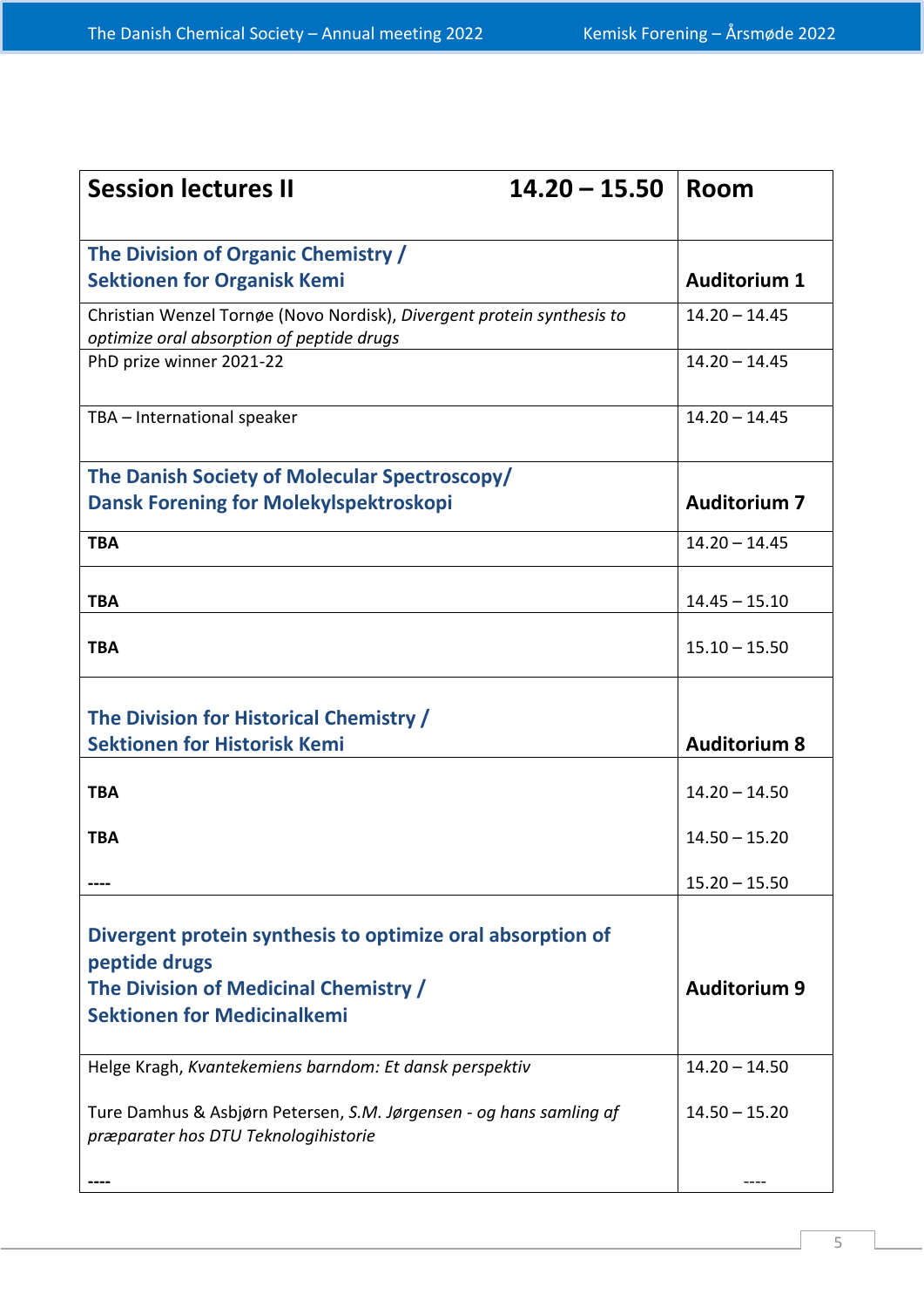| Session lectures II 14.20 – 15.50 | Room |
| --- | --- |
| **The Division of Organic Chemistry / Sektionen for Organisk Kemi** | **Auditorium 1** |
| Christian Wenzel Tornøe (Novo Nordisk), *Divergent protein synthesis to optimize oral absorption of peptide drugs* | 14.20 – 14.45 |
| PhD prize winner 2021-22 | 14.20 – 14.45 |
| TBA – International speaker | 14.20 – 14.45 |
| **The Danish Society of Molecular Spectroscopy/ Dansk Forening for Molekylspektroskopi** | **Auditorium 7** |
| **TBA** | 14.20 – 14.45 |
| **TBA** | 14.45 – 15.10 |
| **TBA** | 15.10 – 15.50 |
| **The Division for Historical Chemistry / Sektionen for Historisk Kemi** | **Auditorium 8** |
| **TBA** | 14.20 – 14.50 |
| **TBA** | 14.50 – 15.20 |
| **----** | 15.20 – 15.50 |
| **Divergent protein synthesis to optimize oral absorption of peptide drugs** **The Division of Medicinal Chemistry / Sektionen for Medicinalkemi** | **Auditorium 9** |
| Helge Kragh, *Kvantekemiens barndom: Et dansk perspektiv* | 14.20 – 14.50 |
| Ture Damhus & Asbjørn Petersen, *S.M. Jørgensen - og hans samling af præparater hos DTU Teknologihistorie* | 14.50 – 15.20 |
| **----** | ---- |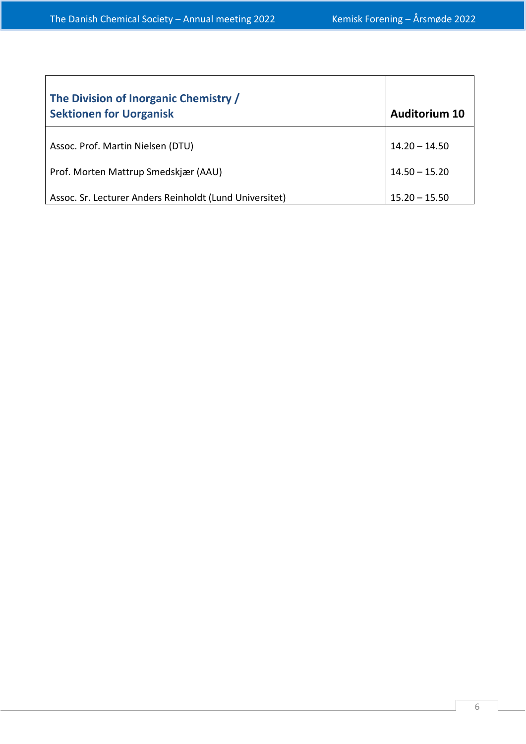| The Division of Inorganic Chemistry / Sektionen for Uorganisk | Auditorium 10 |
| --- | --- |
| Assoc. Prof. Martin Nielsen (DTU) | 14.20 – 14.50 |
| Prof. Morten Mattrup Smedskjær (AAU) | 14.50 – 15.20 |
| Assoc. Sr. Lecturer Anders Reinholdt (Lund Universitet) | 15.20 – 15.50 |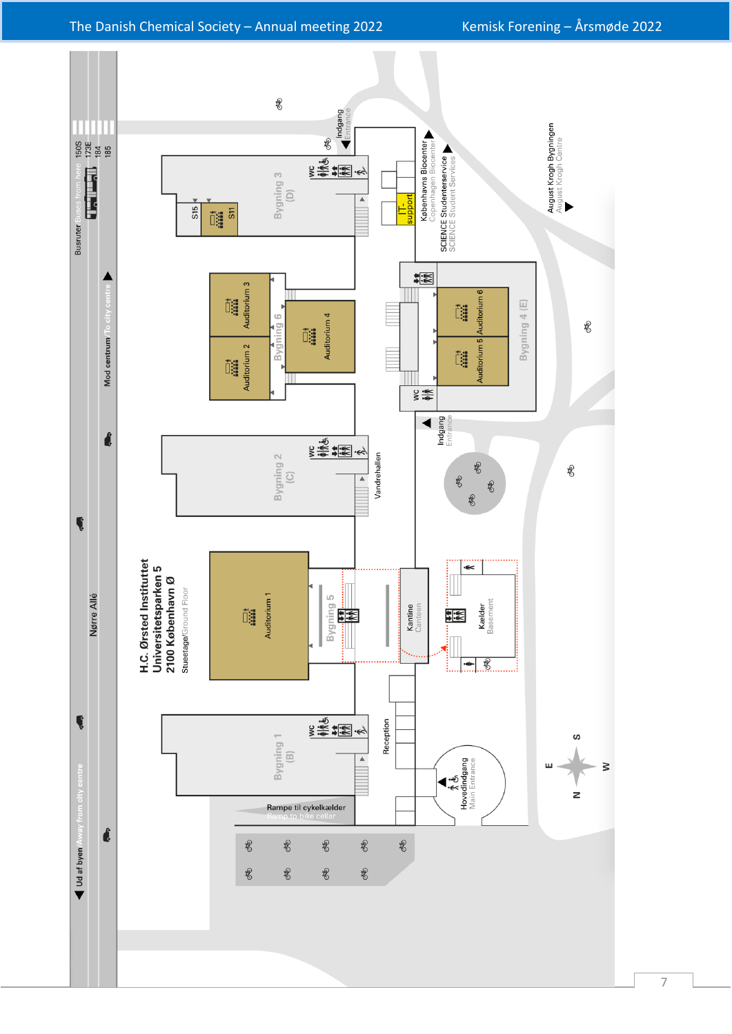**H.C. Ørsted Institutet**
**Universitetsparken 5**
**2100 København Ø**

Stueetage/Ground Floor

Nørre Allé

Busruter Buses from here: 150S, 173E, 184, 185

Mod centrum/To city centre

Ud af byen/Away from city centre

Bygning 1 (B)

Bygning 2 (C)

Bygning 3 (D)

Bygning 4 (E)

Bygning 5

Bygning 6

Auditorium 1

Auditorium 2

Auditorium 3

Auditorium 4

Auditorium 5

Auditorium 6

S11

S15

WC

IT-support

Indgang Entrance

Københavns Biocenter Copenhagen Biocenter

SCIENCE Studenterservice SCIENCE Student Services

August Krogh Bygningen August Krogh Centre

Vandrehallen

Kantine Canteen

Kælder Basement

Reception

Hovedindgang Main Entrance

Rampe til cykelkælder Ramp to bike cellar

N S E W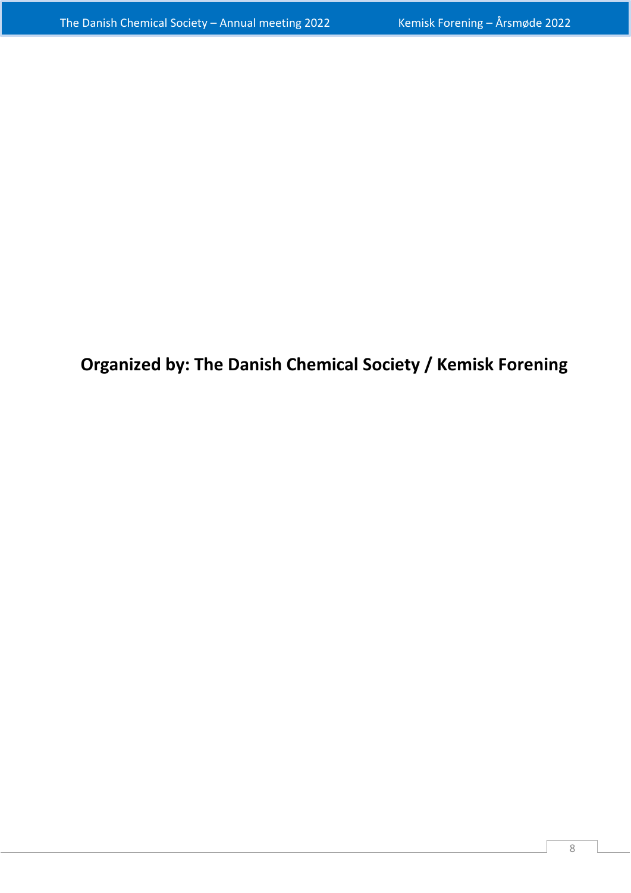**Organized by: The Danish Chemical Society / Kemisk Forening**